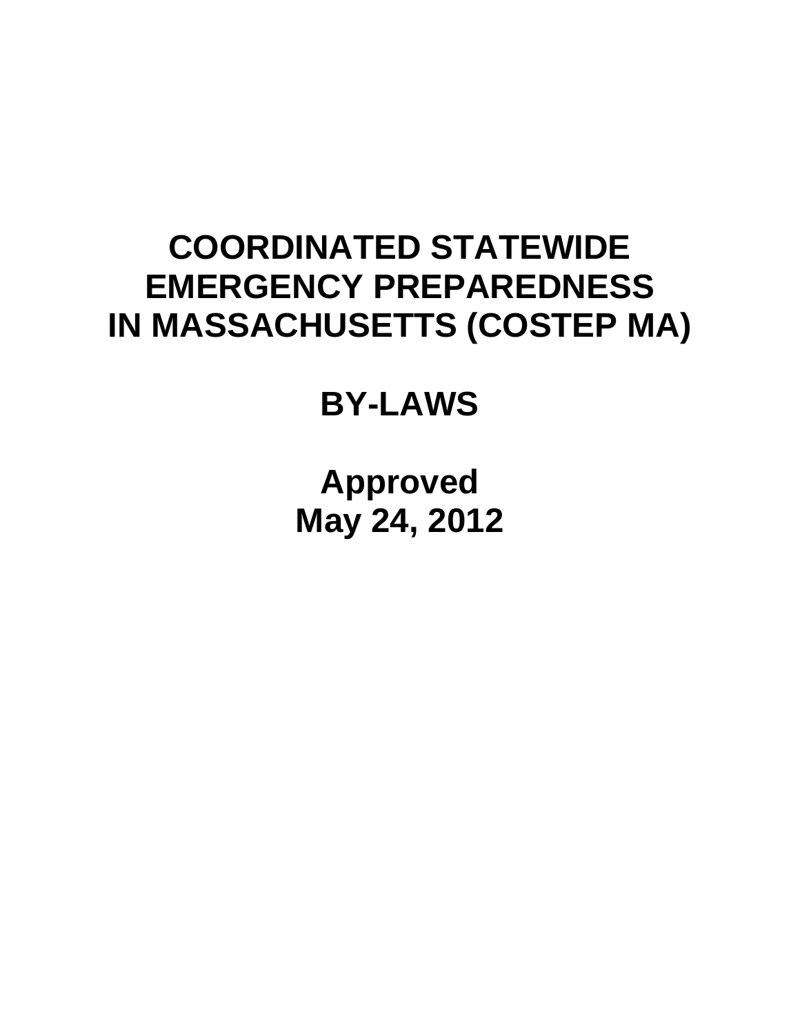# COORDINATED STATEWIDE EMERGENCY PREPAREDNESS IN MASSACHUSETTS (COSTEP MA)

# BY-LAWS

**Approved**
**May 24, 2012**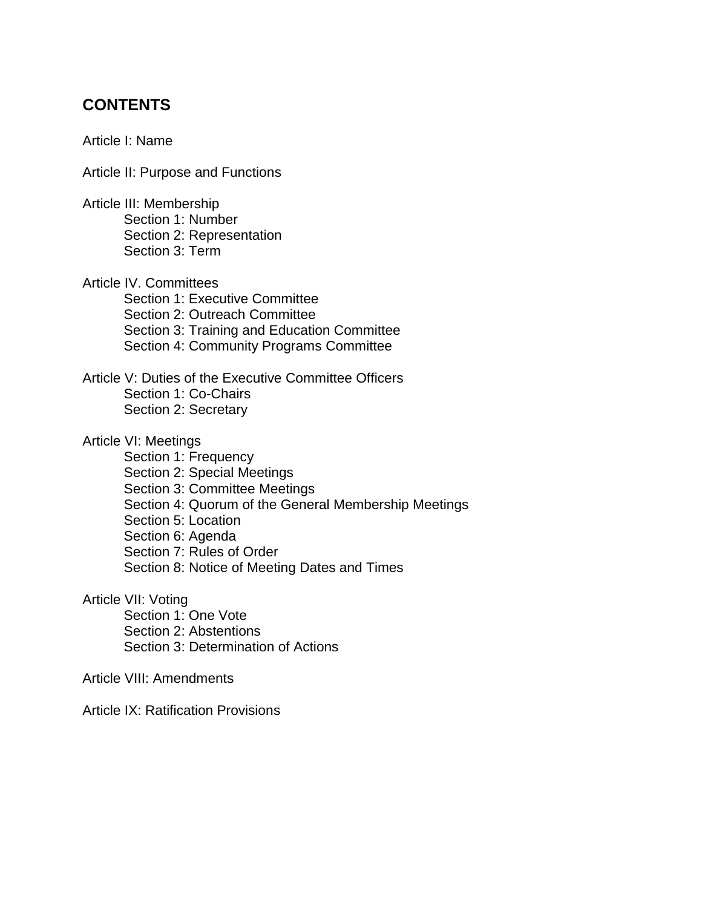## CONTENTS

Article I: Name

Article II: Purpose and Functions

Article III: Membership
- Section 1: Number
- Section 2: Representation
- Section 3: Term

Article IV. Committees
- Section 1: Executive Committee
- Section 2: Outreach Committee
- Section 3: Training and Education Committee
- Section 4: Community Programs Committee

Article V: Duties of the Executive Committee Officers
- Section 1: Co-Chairs
- Section 2: Secretary

Article VI: Meetings
- Section 1: Frequency
- Section 2: Special Meetings
- Section 3: Committee Meetings
- Section 4: Quorum of the General Membership Meetings
- Section 5: Location
- Section 6: Agenda
- Section 7: Rules of Order
- Section 8: Notice of Meeting Dates and Times

Article VII: Voting
- Section 1: One Vote
- Section 2: Abstentions
- Section 3: Determination of Actions

Article VIII: Amendments

Article IX: Ratification Provisions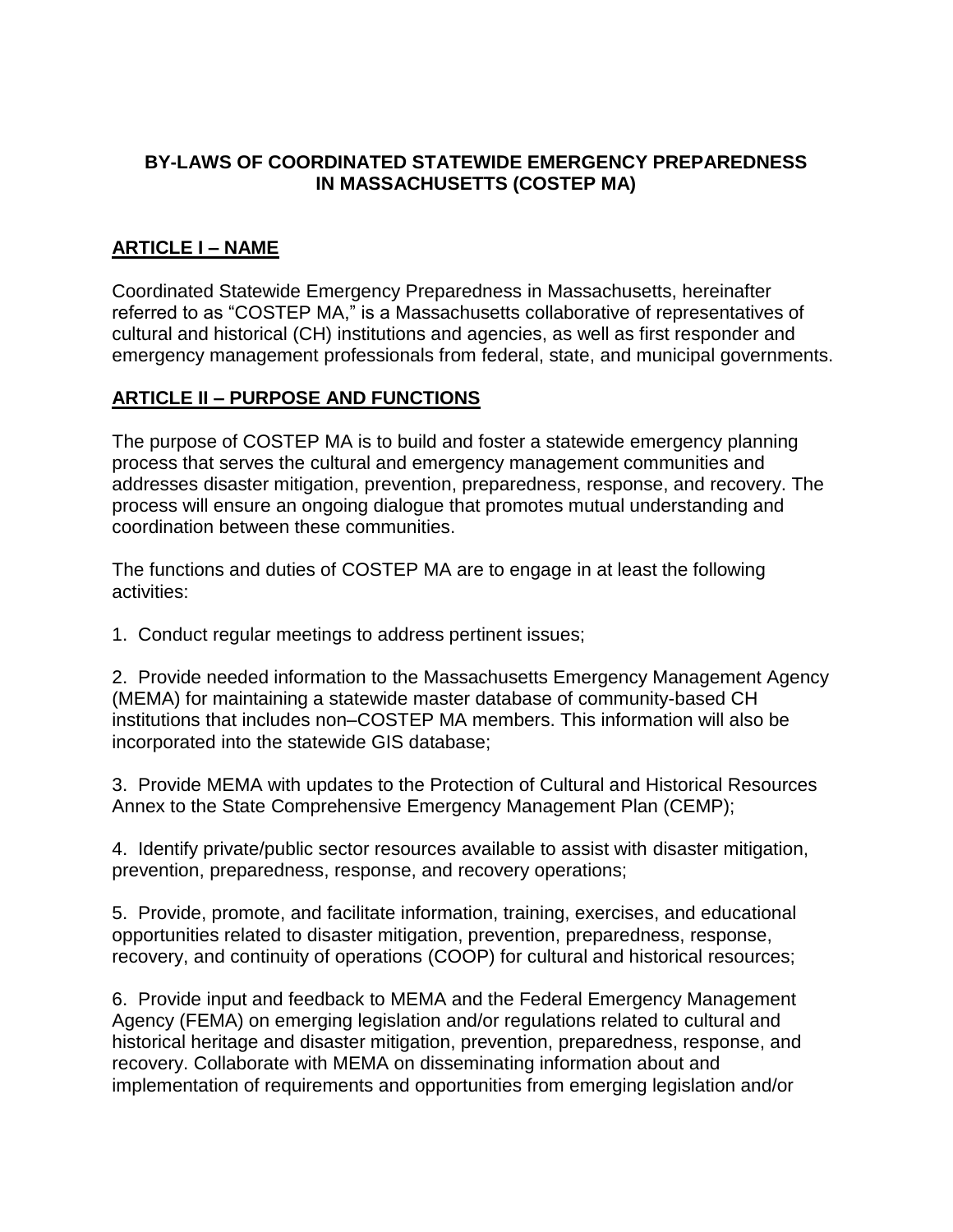# BY-LAWS OF COORDINATED STATEWIDE EMERGENCY PREPAREDNESS IN MASSACHUSETTS (COSTEP MA)

## ARTICLE I – NAME

Coordinated Statewide Emergency Preparedness in Massachusetts, hereinafter referred to as "COSTEP MA," is a Massachusetts collaborative of representatives of cultural and historical (CH) institutions and agencies, as well as first responder and emergency management professionals from federal, state, and municipal governments.

## ARTICLE II – PURPOSE AND FUNCTIONS

The purpose of COSTEP MA is to build and foster a statewide emergency planning process that serves the cultural and emergency management communities and addresses disaster mitigation, prevention, preparedness, response, and recovery. The process will ensure an ongoing dialogue that promotes mutual understanding and coordination between these communities.

The functions and duties of COSTEP MA are to engage in at least the following activities:

1. Conduct regular meetings to address pertinent issues;

2. Provide needed information to the Massachusetts Emergency Management Agency (MEMA) for maintaining a statewide master database of community-based CH institutions that includes non–COSTEP MA members. This information will also be incorporated into the statewide GIS database;

3. Provide MEMA with updates to the Protection of Cultural and Historical Resources Annex to the State Comprehensive Emergency Management Plan (CEMP);

4. Identify private/public sector resources available to assist with disaster mitigation, prevention, preparedness, response, and recovery operations;

5. Provide, promote, and facilitate information, training, exercises, and educational opportunities related to disaster mitigation, prevention, preparedness, response, recovery, and continuity of operations (COOP) for cultural and historical resources;

6. Provide input and feedback to MEMA and the Federal Emergency Management Agency (FEMA) on emerging legislation and/or regulations related to cultural and historical heritage and disaster mitigation, prevention, preparedness, response, and recovery. Collaborate with MEMA on disseminating information about and implementation of requirements and opportunities from emerging legislation and/or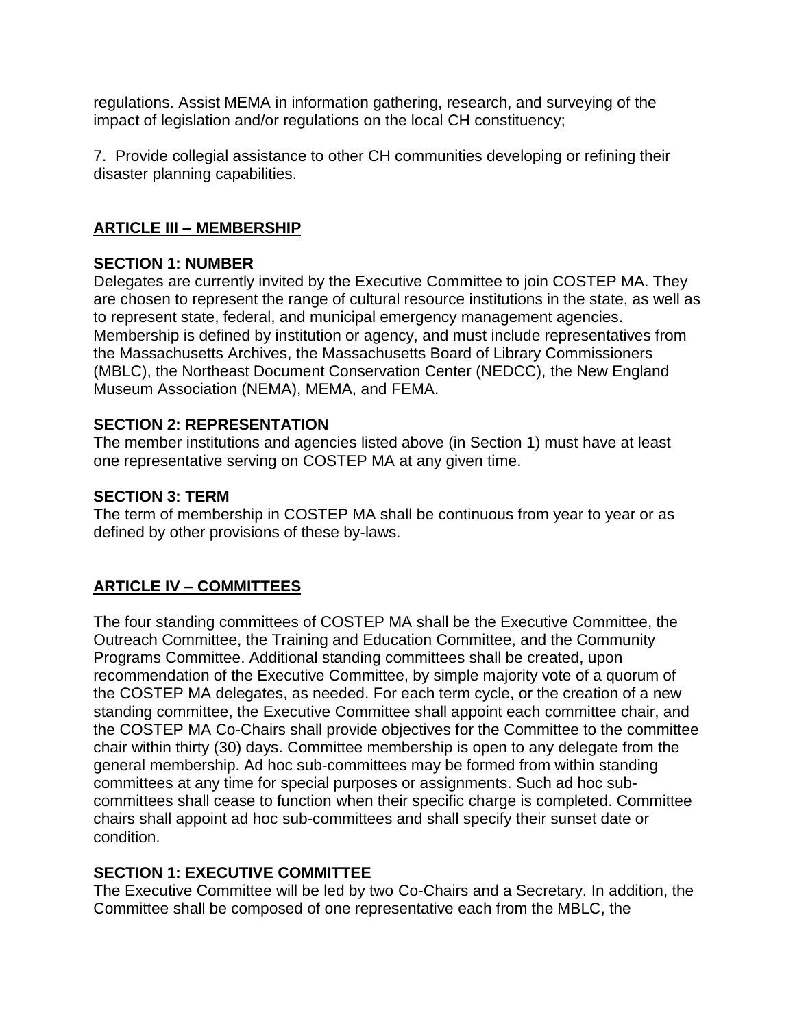regulations. Assist MEMA in information gathering, research, and surveying of the impact of legislation and/or regulations on the local CH constituency;

7. Provide collegial assistance to other CH communities developing or refining their disaster planning capabilities.

## ARTICLE III – MEMBERSHIP

### SECTION 1: NUMBER

Delegates are currently invited by the Executive Committee to join COSTEP MA. They are chosen to represent the range of cultural resource institutions in the state, as well as to represent state, federal, and municipal emergency management agencies. Membership is defined by institution or agency, and must include representatives from the Massachusetts Archives, the Massachusetts Board of Library Commissioners (MBLC), the Northeast Document Conservation Center (NEDCC), the New England Museum Association (NEMA), MEMA, and FEMA.

### SECTION 2: REPRESENTATION

The member institutions and agencies listed above (in Section 1) must have at least one representative serving on COSTEP MA at any given time.

### SECTION 3: TERM

The term of membership in COSTEP MA shall be continuous from year to year or as defined by other provisions of these by-laws.

## ARTICLE IV – COMMITTEES

The four standing committees of COSTEP MA shall be the Executive Committee, the Outreach Committee, the Training and Education Committee, and the Community Programs Committee. Additional standing committees shall be created, upon recommendation of the Executive Committee, by simple majority vote of a quorum of the COSTEP MA delegates, as needed. For each term cycle, or the creation of a new standing committee, the Executive Committee shall appoint each committee chair, and the COSTEP MA Co-Chairs shall provide objectives for the Committee to the committee chair within thirty (30) days. Committee membership is open to any delegate from the general membership. Ad hoc sub-committees may be formed from within standing committees at any time for special purposes or assignments. Such ad hoc sub-committees shall cease to function when their specific charge is completed. Committee chairs shall appoint ad hoc sub-committees and shall specify their sunset date or condition.

### SECTION 1: EXECUTIVE COMMITTEE

The Executive Committee will be led by two Co-Chairs and a Secretary. In addition, the Committee shall be composed of one representative each from the MBLC, the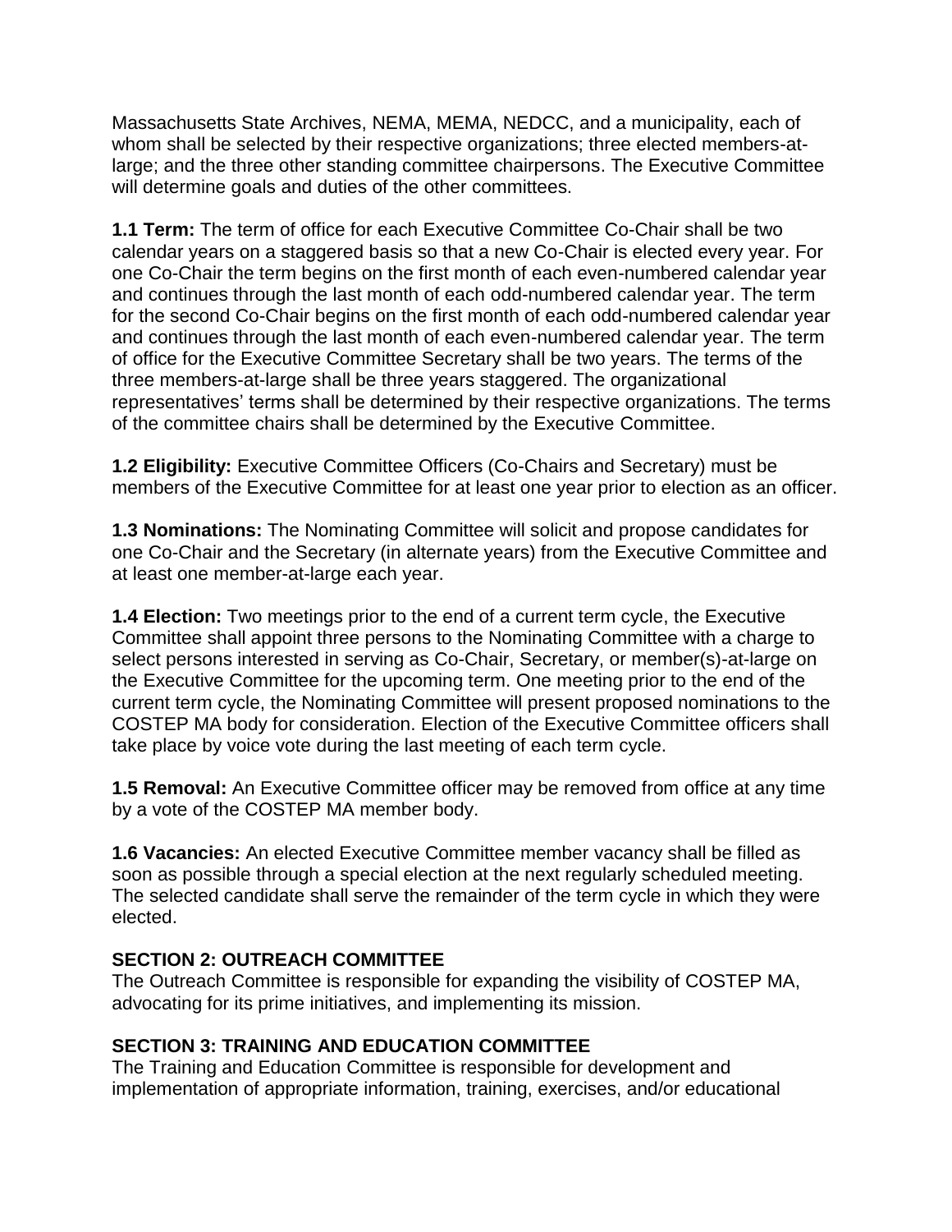Massachusetts State Archives, NEMA, MEMA, NEDCC, and a municipality, each of whom shall be selected by their respective organizations; three elected members-at-large; and the three other standing committee chairpersons. The Executive Committee will determine goals and duties of the other committees.

**1.1 Term:** The term of office for each Executive Committee Co-Chair shall be two calendar years on a staggered basis so that a new Co-Chair is elected every year. For one Co-Chair the term begins on the first month of each even-numbered calendar year and continues through the last month of each odd-numbered calendar year. The term for the second Co-Chair begins on the first month of each odd-numbered calendar year and continues through the last month of each even-numbered calendar year. The term of office for the Executive Committee Secretary shall be two years. The terms of the three members-at-large shall be three years staggered. The organizational representatives' terms shall be determined by their respective organizations. The terms of the committee chairs shall be determined by the Executive Committee.

**1.2 Eligibility:** Executive Committee Officers (Co-Chairs and Secretary) must be members of the Executive Committee for at least one year prior to election as an officer.

**1.3 Nominations:** The Nominating Committee will solicit and propose candidates for one Co-Chair and the Secretary (in alternate years) from the Executive Committee and at least one member-at-large each year.

**1.4 Election:** Two meetings prior to the end of a current term cycle, the Executive Committee shall appoint three persons to the Nominating Committee with a charge to select persons interested in serving as Co-Chair, Secretary, or member(s)-at-large on the Executive Committee for the upcoming term. One meeting prior to the end of the current term cycle, the Nominating Committee will present proposed nominations to the COSTEP MA body for consideration. Election of the Executive Committee officers shall take place by voice vote during the last meeting of each term cycle.

**1.5 Removal:** An Executive Committee officer may be removed from office at any time by a vote of the COSTEP MA member body.

**1.6 Vacancies:** An elected Executive Committee member vacancy shall be filled as soon as possible through a special election at the next regularly scheduled meeting. The selected candidate shall serve the remainder of the term cycle in which they were elected.

### SECTION 2: OUTREACH COMMITTEE

The Outreach Committee is responsible for expanding the visibility of COSTEP MA, advocating for its prime initiatives, and implementing its mission.

### SECTION 3: TRAINING AND EDUCATION COMMITTEE

The Training and Education Committee is responsible for development and implementation of appropriate information, training, exercises, and/or educational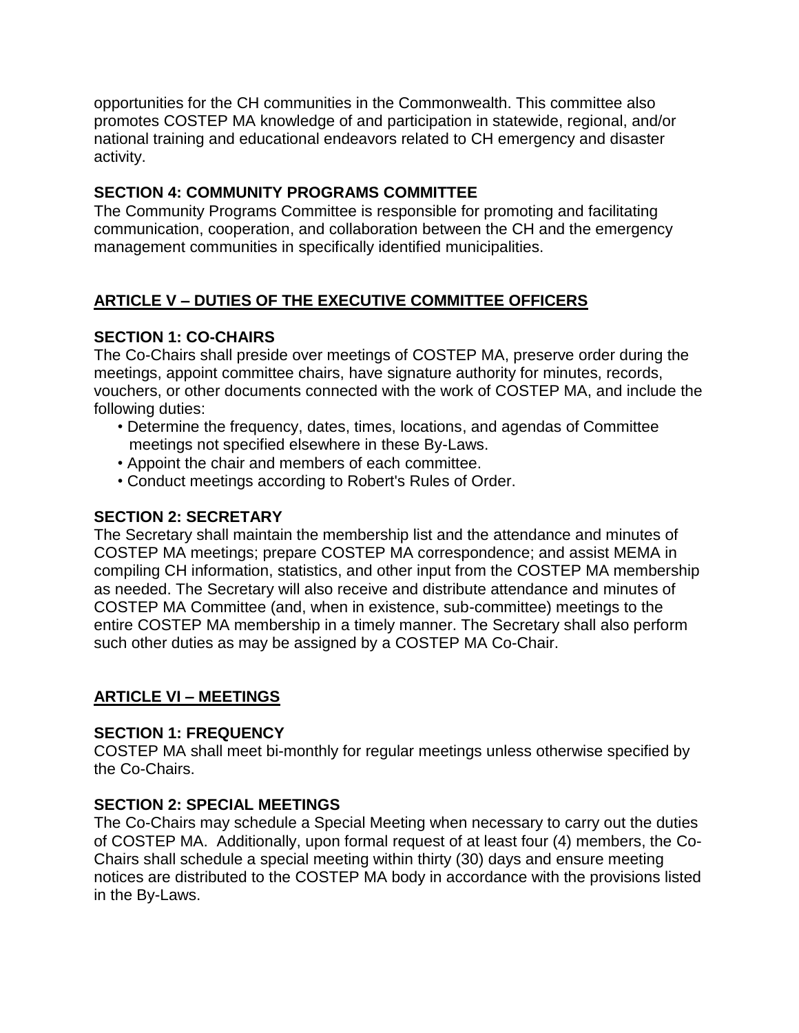opportunities for the CH communities in the Commonwealth. This committee also promotes COSTEP MA knowledge of and participation in statewide, regional, and/or national training and educational endeavors related to CH emergency and disaster activity.

### SECTION 4: COMMUNITY PROGRAMS COMMITTEE

The Community Programs Committee is responsible for promoting and facilitating communication, cooperation, and collaboration between the CH and the emergency management communities in specifically identified municipalities.

## ARTICLE V – DUTIES OF THE EXECUTIVE COMMITTEE OFFICERS

### SECTION 1: CO-CHAIRS

The Co-Chairs shall preside over meetings of COSTEP MA, preserve order during the meetings, appoint committee chairs, have signature authority for minutes, records, vouchers, or other documents connected with the work of COSTEP MA, and include the following duties:

- Determine the frequency, dates, times, locations, and agendas of Committee meetings not specified elsewhere in these By-Laws.
- Appoint the chair and members of each committee.
- Conduct meetings according to Robert's Rules of Order.

### SECTION 2: SECRETARY

The Secretary shall maintain the membership list and the attendance and minutes of COSTEP MA meetings; prepare COSTEP MA correspondence; and assist MEMA in compiling CH information, statistics, and other input from the COSTEP MA membership as needed. The Secretary will also receive and distribute attendance and minutes of COSTEP MA Committee (and, when in existence, sub-committee) meetings to the entire COSTEP MA membership in a timely manner. The Secretary shall also perform such other duties as may be assigned by a COSTEP MA Co-Chair.

## ARTICLE VI – MEETINGS

### SECTION 1: FREQUENCY

COSTEP MA shall meet bi-monthly for regular meetings unless otherwise specified by the Co-Chairs.

### SECTION 2: SPECIAL MEETINGS

The Co-Chairs may schedule a Special Meeting when necessary to carry out the duties of COSTEP MA. Additionally, upon formal request of at least four (4) members, the Co-Chairs shall schedule a special meeting within thirty (30) days and ensure meeting notices are distributed to the COSTEP MA body in accordance with the provisions listed in the By-Laws.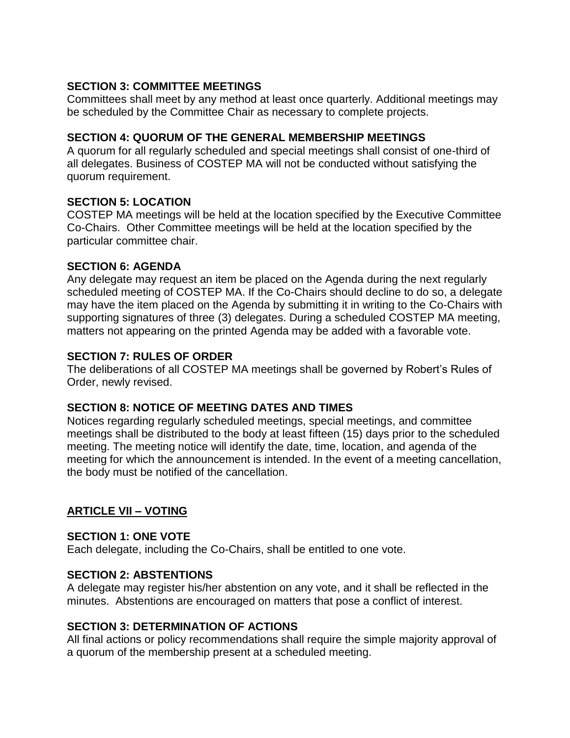### SECTION 3: COMMITTEE MEETINGS

Committees shall meet by any method at least once quarterly. Additional meetings may be scheduled by the Committee Chair as necessary to complete projects.

### SECTION 4: QUORUM OF THE GENERAL MEMBERSHIP MEETINGS

A quorum for all regularly scheduled and special meetings shall consist of one-third of all delegates. Business of COSTEP MA will not be conducted without satisfying the quorum requirement.

### SECTION 5: LOCATION

COSTEP MA meetings will be held at the location specified by the Executive Committee Co-Chairs. Other Committee meetings will be held at the location specified by the particular committee chair.

### SECTION 6: AGENDA

Any delegate may request an item be placed on the Agenda during the next regularly scheduled meeting of COSTEP MA. If the Co-Chairs should decline to do so, a delegate may have the item placed on the Agenda by submitting it in writing to the Co-Chairs with supporting signatures of three (3) delegates. During a scheduled COSTEP MA meeting, matters not appearing on the printed Agenda may be added with a favorable vote.

### SECTION 7: RULES OF ORDER

The deliberations of all COSTEP MA meetings shall be governed by Robert's Rules of Order, newly revised.

### SECTION 8: NOTICE OF MEETING DATES AND TIMES

Notices regarding regularly scheduled meetings, special meetings, and committee meetings shall be distributed to the body at least fifteen (15) days prior to the scheduled meeting. The meeting notice will identify the date, time, location, and agenda of the meeting for which the announcement is intended. In the event of a meeting cancellation, the body must be notified of the cancellation.

## ARTICLE VII – VOTING

### SECTION 1: ONE VOTE

Each delegate, including the Co-Chairs, shall be entitled to one vote.

### SECTION 2: ABSTENTIONS

A delegate may register his/her abstention on any vote, and it shall be reflected in the minutes. Abstentions are encouraged on matters that pose a conflict of interest.

### SECTION 3: DETERMINATION OF ACTIONS

All final actions or policy recommendations shall require the simple majority approval of a quorum of the membership present at a scheduled meeting.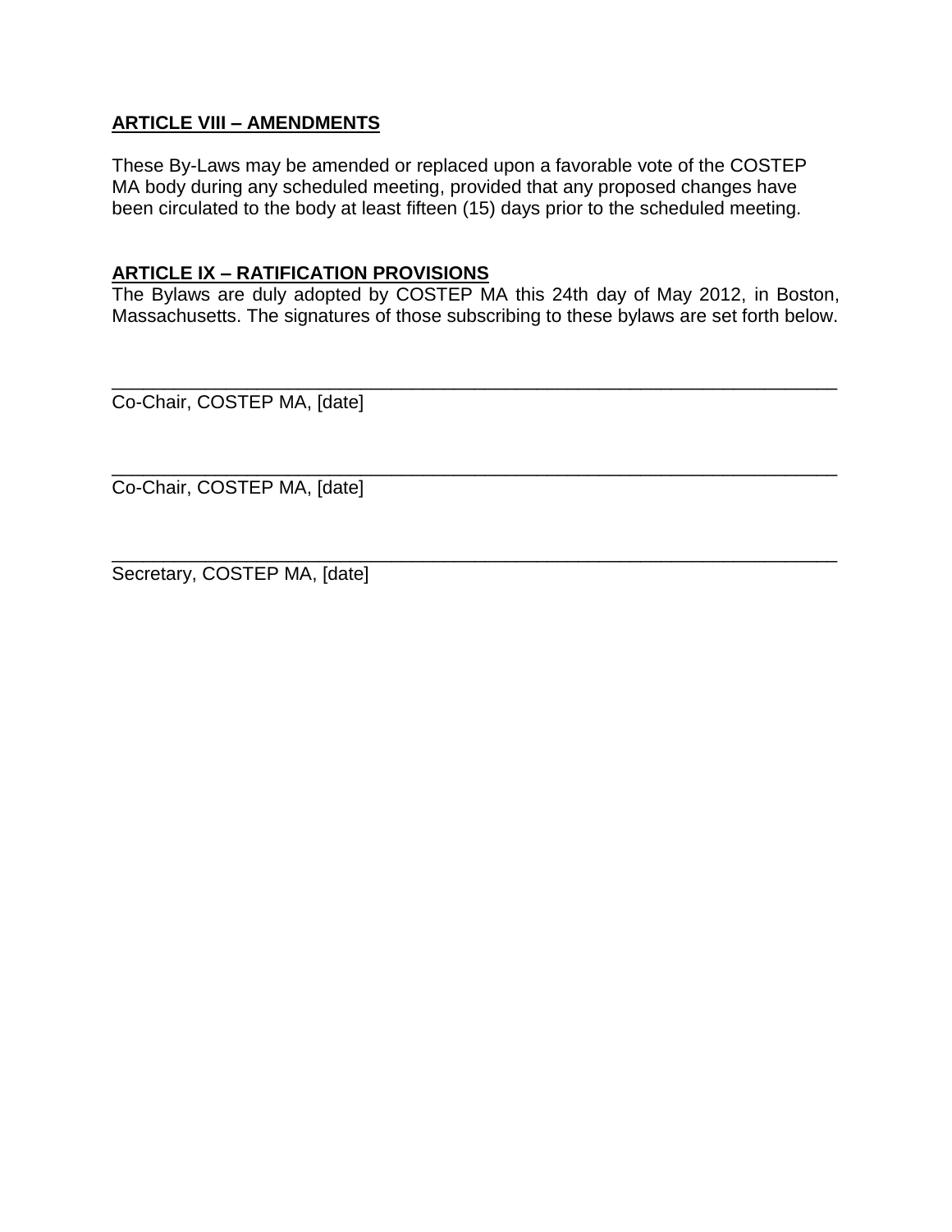**ARTICLE VIII – AMENDMENTS**

These By-Laws may be amended or replaced upon a favorable vote of the COSTEP MA body during any scheduled meeting, provided that any proposed changes have been circulated to the body at least fifteen (15) days prior to the scheduled meeting.

**ARTICLE IX – RATIFICATION PROVISIONS**

The Bylaws are duly adopted by COSTEP MA this 24th day of May 2012, in Boston, Massachusetts. The signatures of those subscribing to these bylaws are set forth below.

______________________________________________________________________

Co-Chair, COSTEP MA, [date]

______________________________________________________________________

Co-Chair, COSTEP MA, [date]

______________________________________________________________________

Secretary, COSTEP MA, [date]